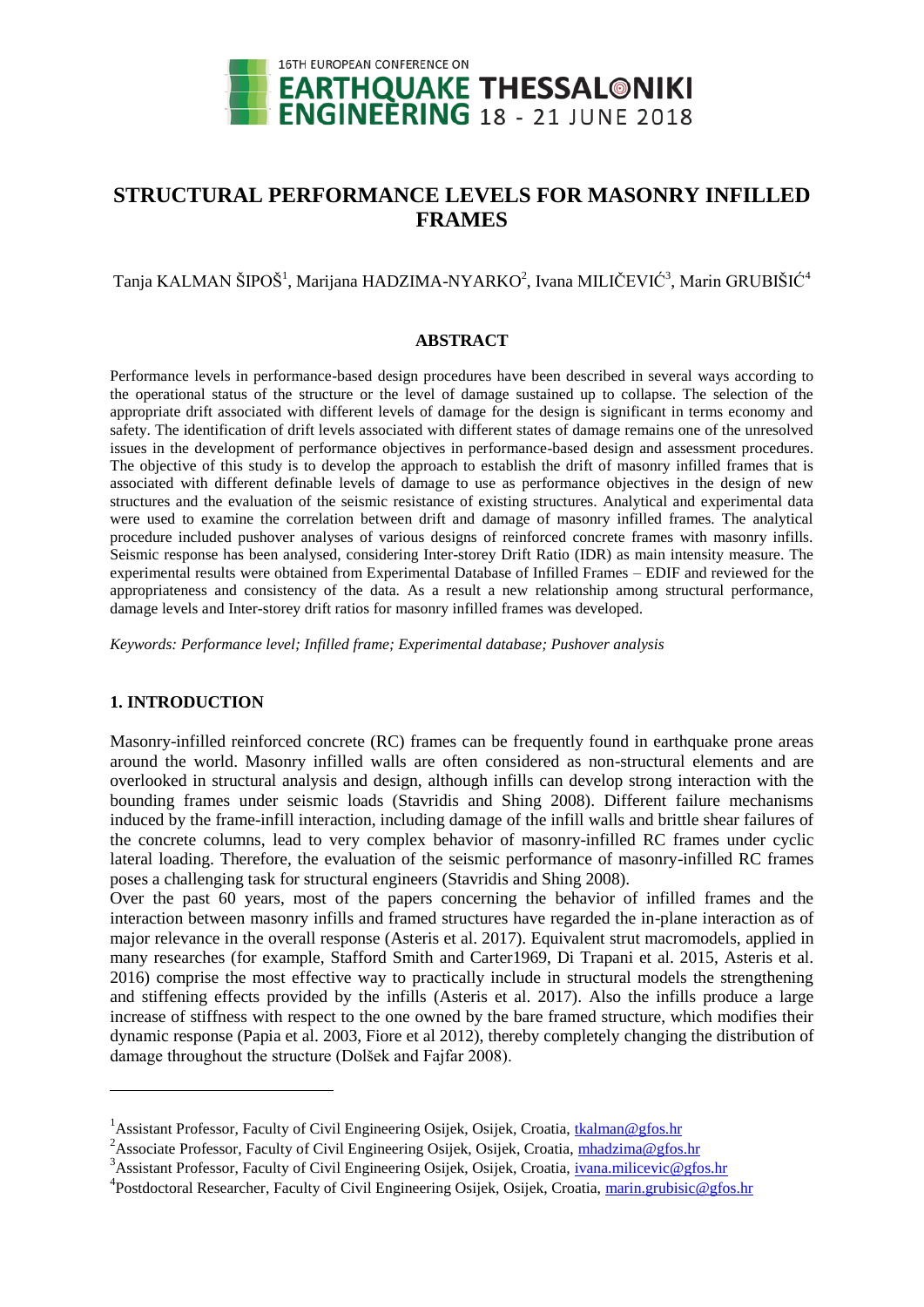# STRUCTURAL PERFORMANCE LEVELS FOR MASONRY INFILLED FRAMES

Tanja KALMAN ŠIPOŠ[1], Marijana HADZIMA-NYARKO[2], Ivana MILIČEVIĆ[3], Marin GRUBIŠIĆ[4]

## ABSTRACT

Performance levels in performance-based design procedures have been described in several ways according to the operational status of the structure or the level of damage sustained up to collapse. The selection of the appropriate drift associated with different levels of damage for the design is significant in terms economy and safety. The identification of drift levels associated with different states of damage remains one of the unresolved issues in the development of performance objectives in performance-based design and assessment procedures. The objective of this study is to develop the approach to establish the drift of masonry infilled frames that is associated with different definable levels of damage to use as performance objectives in the design of new structures and the evaluation of the seismic resistance of existing structures. Analytical and experimental data were used to examine the correlation between drift and damage of masonry infilled frames. The analytical procedure included pushover analyses of various designs of reinforced concrete frames with masonry infills. Seismic response has been analysed, considering Inter-storey Drift Ratio (IDR) as main intensity measure. The experimental results were obtained from Experimental Database of Infilled Frames – EDIF and reviewed for the appropriateness and consistency of the data. As a result a new relationship among structural performance, damage levels and Inter-storey drift ratios for masonry infilled frames was developed.

*Keywords: Performance level; Infilled frame; Experimental database; Pushover analysis*

## 1. INTRODUCTION

Masonry-infilled reinforced concrete (RC) frames can be frequently found in earthquake prone areas around the world. Masonry infilled walls are often considered as non-structural elements and are overlooked in structural analysis and design, although infills can develop strong interaction with the bounding frames under seismic loads (Stavridis and Shing 2008). Different failure mechanisms induced by the frame-infill interaction, including damage of the infill walls and brittle shear failures of the concrete columns, lead to very complex behavior of masonry-infilled RC frames under cyclic lateral loading. Therefore, the evaluation of the seismic performance of masonry-infilled RC frames poses a challenging task for structural engineers (Stavridis and Shing 2008).

Over the past 60 years, most of the papers concerning the behavior of infilled frames and the interaction between masonry infills and framed structures have regarded the in-plane interaction as of major relevance in the overall response (Asteris et al. 2017). Equivalent strut macromodels, applied in many researches (for example, Stafford Smith and Carter1969, Di Trapani et al. 2015, Asteris et al. 2016) comprise the most effective way to practically include in structural models the strengthening and stiffening effects provided by the infills (Asteris et al. 2017). Also the infills produce a large increase of stiffness with respect to the one owned by the bare framed structure, which modifies their dynamic response (Papia et al. 2003, Fiore et al 2012), thereby completely changing the distribution of damage throughout the structure (Dolšek and Fajfar 2008).

---

[1] Assistant Professor, Faculty of Civil Engineering Osijek, Osijek, Croatia, tkalman@gfos.hr

[2] Associate Professor, Faculty of Civil Engineering Osijek, Osijek, Croatia, mhadzima@gfos.hr

[3] Assistant Professor, Faculty of Civil Engineering Osijek, Osijek, Croatia, ivana.milicevic@gfos.hr

[4] Postdoctoral Researcher, Faculty of Civil Engineering Osijek, Osijek, Croatia, marin.grubisic@gfos.hr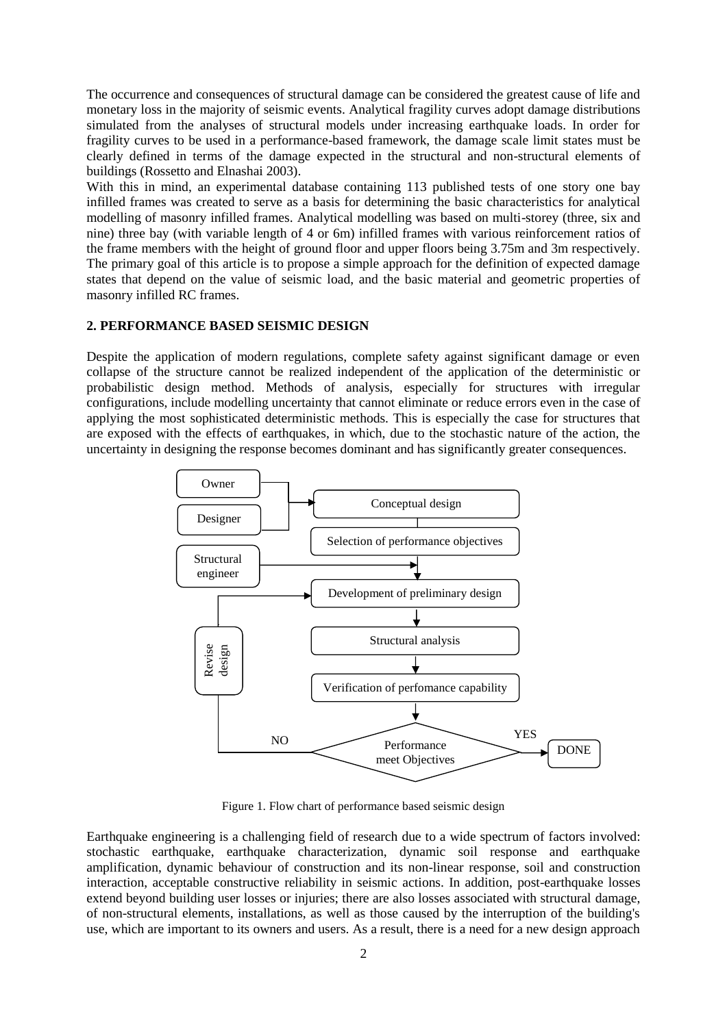The occurrence and consequences of structural damage can be considered the greatest cause of life and monetary loss in the majority of seismic events. Analytical fragility curves adopt damage distributions simulated from the analyses of structural models under increasing earthquake loads. In order for fragility curves to be used in a performance-based framework, the damage scale limit states must be clearly defined in terms of the damage expected in the structural and non-structural elements of buildings (Rossetto and Elnashai 2003).

With this in mind, an experimental database containing 113 published tests of one story one bay infilled frames was created to serve as a basis for determining the basic characteristics for analytical modelling of masonry infilled frames. Analytical modelling was based on multi-storey (three, six and nine) three bay (with variable length of 4 or 6m) infilled frames with various reinforcement ratios of the frame members with the height of ground floor and upper floors being 3.75m and 3m respectively. The primary goal of this article is to propose a simple approach for the definition of expected damage states that depend on the value of seismic load, and the basic material and geometric properties of masonry infilled RC frames.

## 2. PERFORMANCE BASED SEISMIC DESIGN

Despite the application of modern regulations, complete safety against significant damage or even collapse of the structure cannot be realized independent of the application of the deterministic or probabilistic design method. Methods of analysis, especially for structures with irregular configurations, include modelling uncertainty that cannot eliminate or reduce errors even in the case of applying the most sophisticated deterministic methods. This is especially the case for structures that are exposed with the effects of earthquakes, in which, due to the stochastic nature of the action, the uncertainty in designing the response becomes dominant and has significantly greater consequences.

Owner

Designer

Conceptual design

Selection of performance objectives

Structural engineer

Development of preliminary design

Revise design

Structural analysis

Verification of perfomance capability

NO

Performance meet Objectives

YES

DONE

Figure 1. Flow chart of performance based seismic design

Earthquake engineering is a challenging field of research due to a wide spectrum of factors involved: stochastic earthquake, earthquake characterization, dynamic soil response and earthquake amplification, dynamic behaviour of construction and its non-linear response, soil and construction interaction, acceptable constructive reliability in seismic actions. In addition, post-earthquake losses extend beyond building user losses or injuries; there are also losses associated with structural damage, of non-structural elements, installations, as well as those caused by the interruption of the building's use, which are important to its owners and users. As a result, there is a need for a new design approach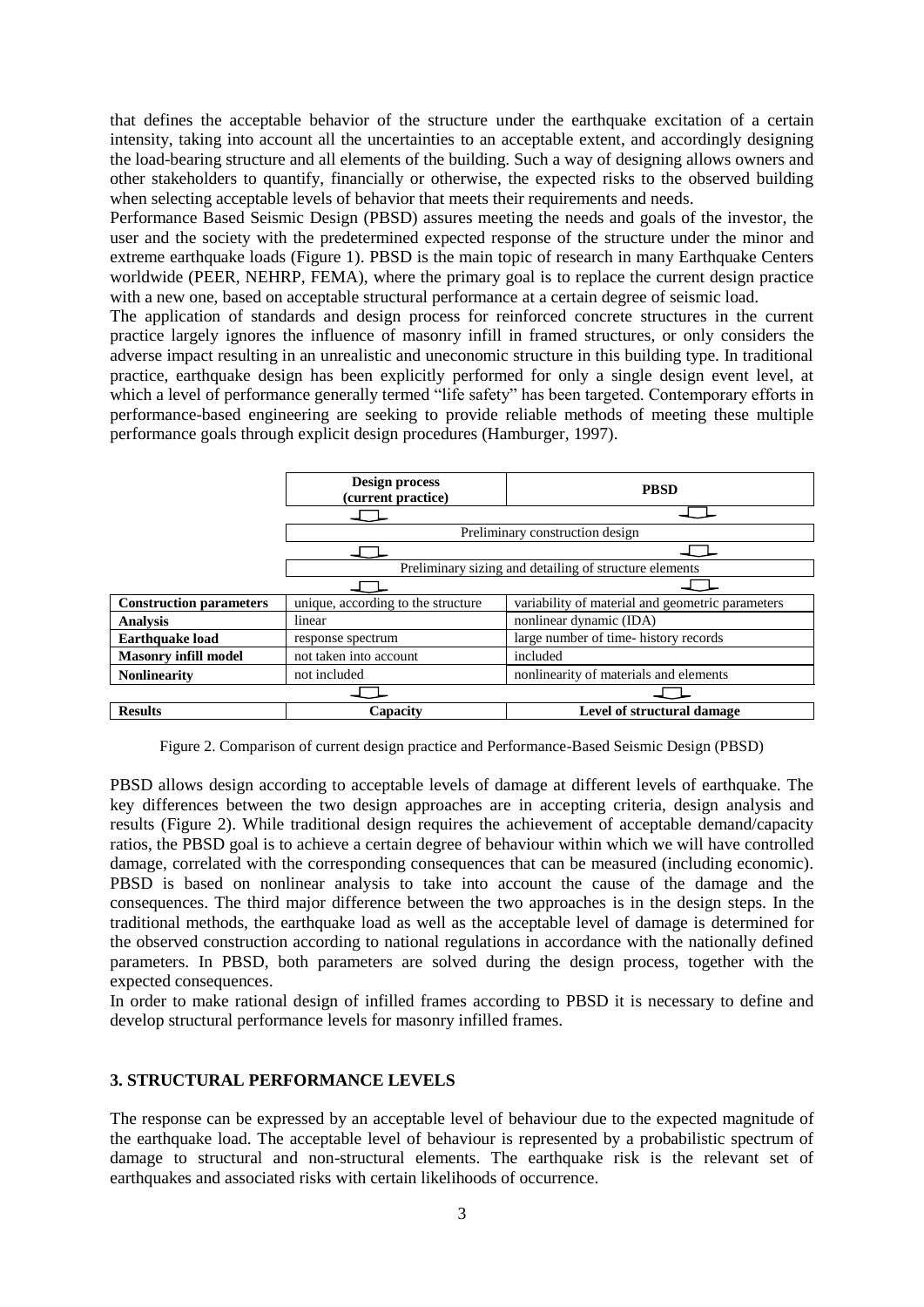that defines the acceptable behavior of the structure under the earthquake excitation of a certain intensity, taking into account all the uncertainties to an acceptable extent, and accordingly designing the load-bearing structure and all elements of the building. Such a way of designing allows owners and other stakeholders to quantify, financially or otherwise, the expected risks to the observed building when selecting acceptable levels of behavior that meets their requirements and needs.

Performance Based Seismic Design (PBSD) assures meeting the needs and goals of the investor, the user and the society with the predetermined expected response of the structure under the minor and extreme earthquake loads (Figure 1). PBSD is the main topic of research in many Earthquake Centers worldwide (PEER, NEHRP, FEMA), where the primary goal is to replace the current design practice with a new one, based on acceptable structural performance at a certain degree of seismic load.

The application of standards and design process for reinforced concrete structures in the current practice largely ignores the influence of masonry infill in framed structures, or only considers the adverse impact resulting in an unrealistic and uneconomic structure in this building type. In traditional practice, earthquake design has been explicitly performed for only a single design event level, at which a level of performance generally termed "life safety" has been targeted. Contemporary efforts in performance-based engineering are seeking to provide reliable methods of meeting these multiple performance goals through explicit design procedures (Hamburger, 1997).

| | **Design process (current practice)** | **PBSD** |
|---|---|---|
| | Preliminary construction design | |
| | Preliminary sizing and detailing of structure elements | |
| **Construction parameters** | unique, according to the structure | variability of material and geometric parameters |
| **Analysis** | linear | nonlinear dynamic (IDA) |
| **Earthquake load** | response spectrum | large number of time- history records |
| **Masonry infill model** | not taken into account | included |
| **Nonlinearity** | not included | nonlinearity of materials and elements |
| **Results** | **Capacity** | **Level of structural damage** |

Figure 2. Comparison of current design practice and Performance-Based Seismic Design (PBSD)

PBSD allows design according to acceptable levels of damage at different levels of earthquake. The key differences between the two design approaches are in accepting criteria, design analysis and results (Figure 2). While traditional design requires the achievement of acceptable demand/capacity ratios, the PBSD goal is to achieve a certain degree of behaviour within which we will have controlled damage, correlated with the corresponding consequences that can be measured (including economic). PBSD is based on nonlinear analysis to take into account the cause of the damage and the consequences. The third major difference between the two approaches is in the design steps. In the traditional methods, the earthquake load as well as the acceptable level of damage is determined for the observed construction according to national regulations in accordance with the nationally defined parameters. In PBSD, both parameters are solved during the design process, together with the expected consequences.

In order to make rational design of infilled frames according to PBSD it is necessary to define and develop structural performance levels for masonry infilled frames.

## 3. STRUCTURAL PERFORMANCE LEVELS

The response can be expressed by an acceptable level of behaviour due to the expected magnitude of the earthquake load. The acceptable level of behaviour is represented by a probabilistic spectrum of damage to structural and non-structural elements. The earthquake risk is the relevant set of earthquakes and associated risks with certain likelihoods of occurrence.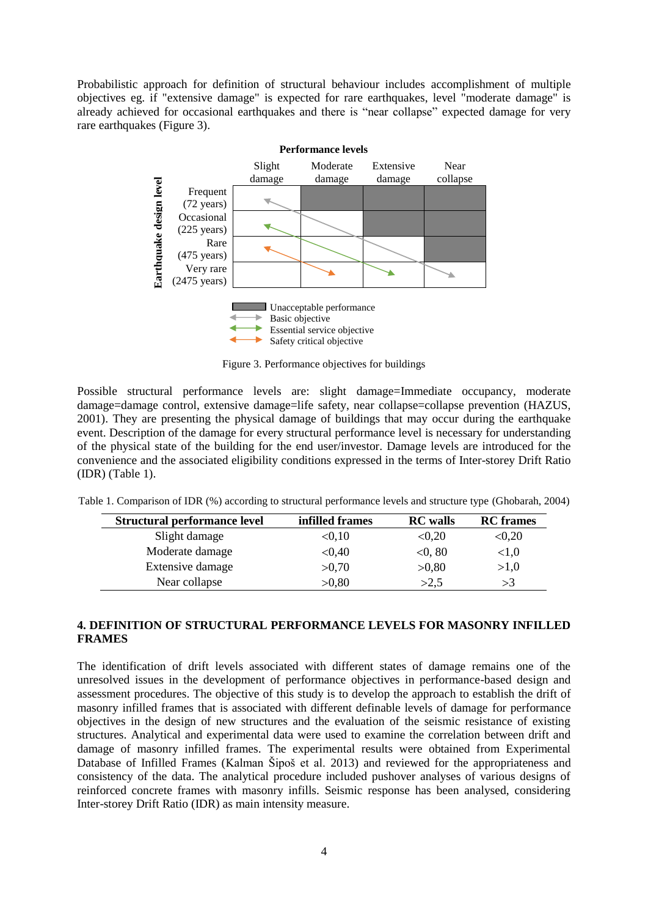Probabilistic approach for definition of structural behaviour includes accomplishment of multiple objectives eg. if "extensive damage" is expected for rare earthquakes, level "moderate damage" is already achieved for occasional earthquakes and there is "near collapse" expected damage for very rare earthquakes (Figure 3).

Figure 3. Performance objectives for buildings

Possible structural performance levels are: slight damage=Immediate occupancy, moderate damage=damage control, extensive damage=life safety, near collapse=collapse prevention (HAZUS, 2001). They are presenting the physical damage of buildings that may occur during the earthquake event. Description of the damage for every structural performance level is necessary for understanding of the physical state of the building for the end user/investor. Damage levels are introduced for the convenience and the associated eligibility conditions expressed in the terms of Inter-storey Drift Ratio (IDR) (Table 1).

Table 1. Comparison of IDR (%) according to structural performance levels and structure type (Ghobarah, 2004)

| Structural performance level | infilled frames | RC walls | RC frames |
|---|---|---|---|
| Slight damage | <0,10 | <0,20 | <0,20 |
| Moderate damage | <0,40 | <0, 80 | <1,0 |
| Extensive damage | >0,70 | >0,80 | >1,0 |
| Near collapse | >0,80 | >2,5 | >3 |

## 4. DEFINITION OF STRUCTURAL PERFORMANCE LEVELS FOR MASONRY INFILLED FRAMES

The identification of drift levels associated with different states of damage remains one of the unresolved issues in the development of performance objectives in performance-based design and assessment procedures. The objective of this study is to develop the approach to establish the drift of masonry infilled frames that is associated with different definable levels of damage for performance objectives in the design of new structures and the evaluation of the seismic resistance of existing structures. Analytical and experimental data were used to examine the correlation between drift and damage of masonry infilled frames. The experimental results were obtained from Experimental Database of Infilled Frames (Kalman Šipoš et al. 2013) and reviewed for the appropriateness and consistency of the data. The analytical procedure included pushover analyses of various designs of reinforced concrete frames with masonry infills. Seismic response has been analysed, considering Inter-storey Drift Ratio (IDR) as main intensity measure.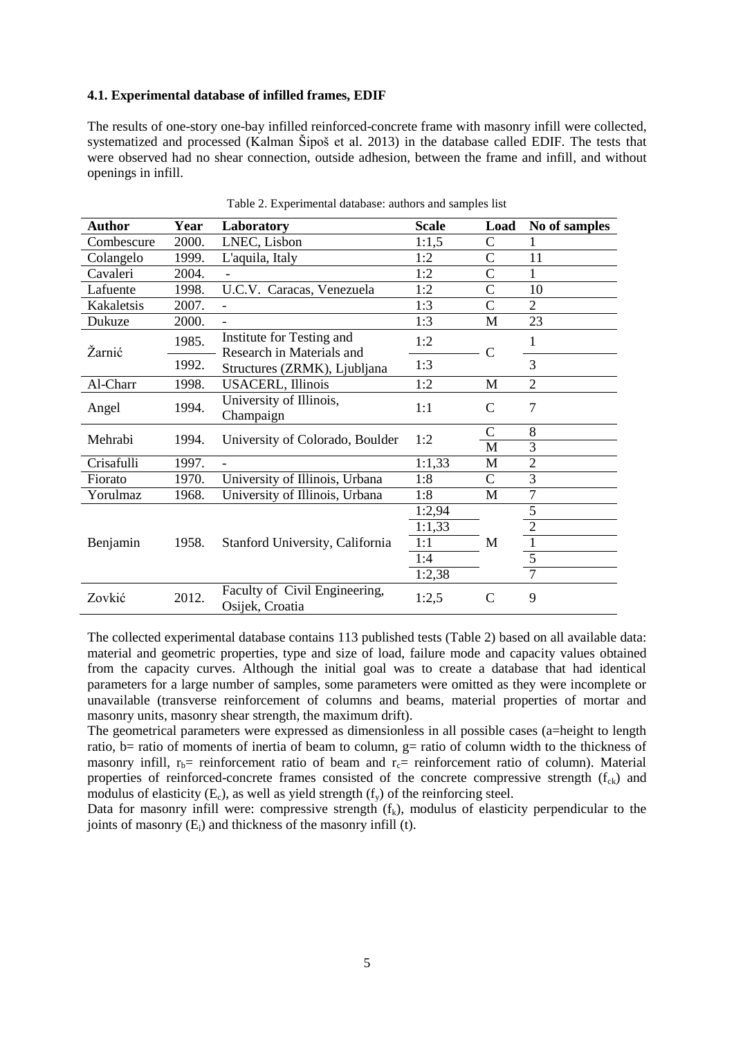### 4.1. Experimental database of infilled frames, EDIF

The results of one-story one-bay infilled reinforced-concrete frame with masonry infill were collected, systematized and processed (Kalman Šipoš et al. 2013) in the database called EDIF. The tests that were observed had no shear connection, outside adhesion, between the frame and infill, and without openings in infill.

Table 2. Experimental database: authors and samples list

| Author | Year | Laboratory | Scale | Load | No of samples |
|---|---|---|---|---|---|
| Combescure | 2000. | LNEC, Lisbon | 1:1,5 | C | 1 |
| Colangelo | 1999. | L'aquila, Italy | 1:2 | C | 11 |
| Cavaleri | 2004. | - | 1:2 | C | 1 |
| Lafuente | 1998. | U.C.V. Caracas, Venezuela | 1:2 | C | 10 |
| Kakaletsis | 2007. | - | 1:3 | C | 2 |
| Dukuze | 2000. | - | 1:3 | M | 23 |
| Žarnić | 1985. | Institute for Testing and Research in Materials and Structures (ZRMK), Ljubljana | 1:2 | C | 1 |
| | 1992. | | 1:3 | | 3 |
| Al-Charr | 1998. | USACERL, Illinois | 1:2 | M | 2 |
| Angel | 1994. | University of Illinois, Champaign | 1:1 | C | 7 |
| Mehrabi | 1994. | University of Colorado, Boulder | 1:2 | C | 8 |
| | | | | M | 3 |
| Crisafulli | 1997. | - | 1:1,33 | M | 2 |
| Fiorato | 1970. | University of Illinois, Urbana | 1:8 | C | 3 |
| Yorulmaz | 1968. | University of Illinois, Urbana | 1:8 | M | 7 |
| Benjamin | 1958. | Stanford University, California | 1:2,94 | M | 5 |
| | | | 1:1,33 | | 2 |
| | | | 1:1 | | 1 |
| | | | 1:4 | | 5 |
| | | | 1:2,38 | | 7 |
| Zovkić | 2012. | Faculty of Civil Engineering, Osijek, Croatia | 1:2,5 | C | 9 |

The collected experimental database contains 113 published tests (Table 2) based on all available data: material and geometric properties, type and size of load, failure mode and capacity values obtained from the capacity curves. Although the initial goal was to create a database that had identical parameters for a large number of samples, some parameters were omitted as they were incomplete or unavailable (transverse reinforcement of columns and beams, material properties of mortar and masonry units, masonry shear strength, the maximum drift).

The geometrical parameters were expressed as dimensionless in all possible cases (a=height to length ratio, b= ratio of moments of inertia of beam to column, g= ratio of column width to the thickness of masonry infill, $r_b$= reinforcement ratio of beam and $r_c$= reinforcement ratio of column). Material properties of reinforced-concrete frames consisted of the concrete compressive strength ($f_{ck}$) and modulus of elasticity ($E_c$), as well as yield strength ($f_y$) of the reinforcing steel.

Data for masonry infill were: compressive strength ($f_k$), modulus of elasticity perpendicular to the joints of masonry ($E_i$) and thickness of the masonry infill (t).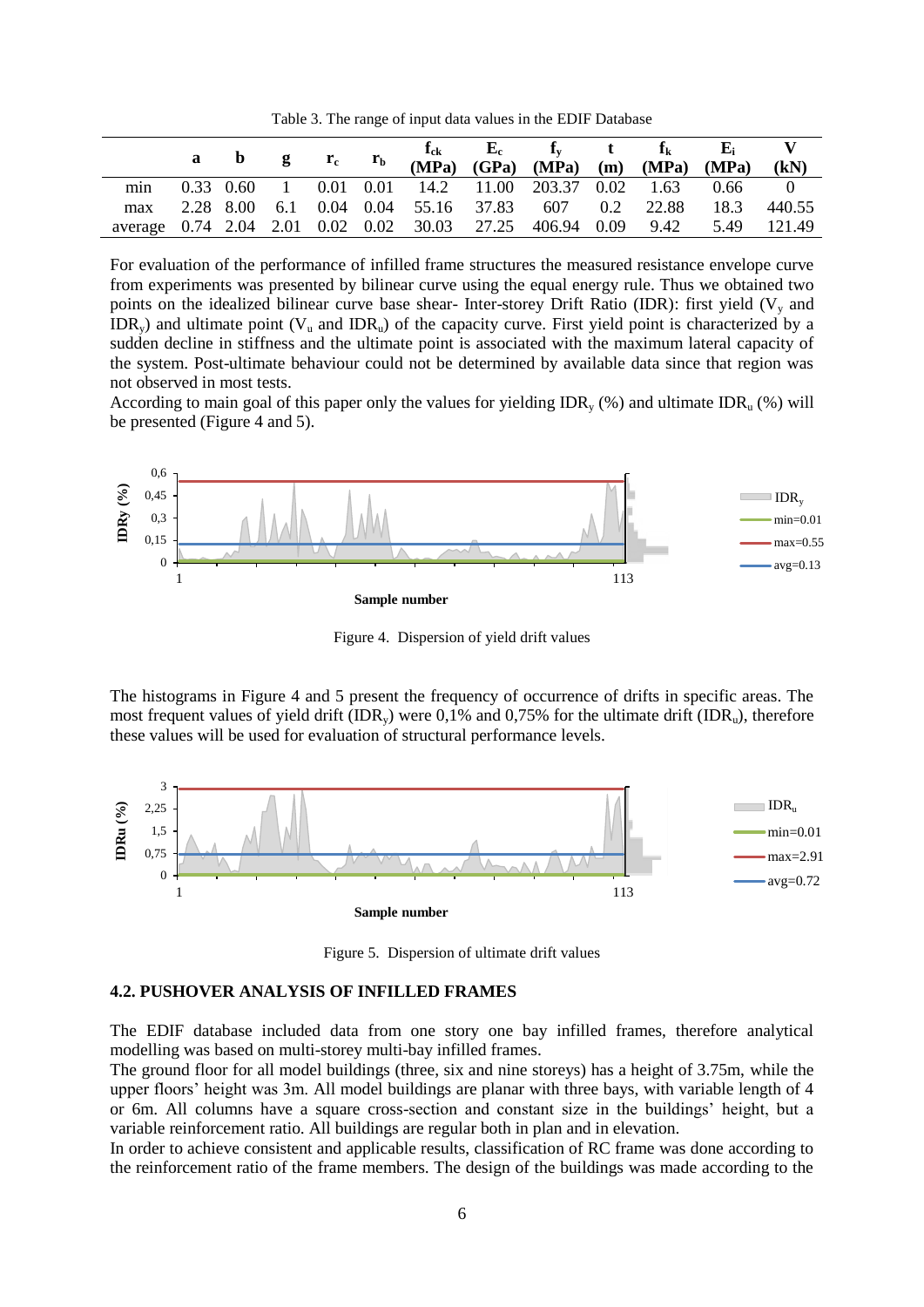Table 3. The range of input data values in the EDIF Database

| | a | b | g | $r_c$ | $r_b$ | $f_{ck}$ (MPa) | $E_c$ (GPa) | $f_y$ (MPa) | t (m) | $f_k$ (MPa) | $E_i$ (MPa) | V (kN) |
|---|---|---|---|---|---|---|---|---|---|---|---|---|
| min | 0.33 | 0.60 | 1 | 0.01 | 0.01 | 14.2 | 11.00 | 203.37 | 0.02 | 1.63 | 0.66 | 0 |
| max | 2.28 | 8.00 | 6.1 | 0.04 | 0.04 | 55.16 | 37.83 | 607 | 0.2 | 22.88 | 18.3 | 440.55 |
| average | 0.74 | 2.04 | 2.01 | 0.02 | 0.02 | 30.03 | 27.25 | 406.94 | 0.09 | 9.42 | 5.49 | 121.49 |

For evaluation of the performance of infilled frame structures the measured resistance envelope curve from experiments was presented by bilinear curve using the equal energy rule. Thus we obtained two points on the idealized bilinear curve base shear- Inter-storey Drift Ratio (IDR): first yield ($V_y$ and $IDR_y$) and ultimate point ($V_u$ and $IDR_u$) of the capacity curve. First yield point is characterized by a sudden decline in stiffness and the ultimate point is associated with the maximum lateral capacity of the system. Post-ultimate behaviour could not be determined by available data since that region was not observed in most tests.

According to main goal of this paper only the values for yielding $IDR_y$ (%) and ultimate $IDR_u$ (%) will be presented (Figure 4 and 5).

Figure 4. Dispersion of yield drift values

The histograms in Figure 4 and 5 present the frequency of occurrence of drifts in specific areas. The most frequent values of yield drift ($IDR_y$) were 0,1% and 0,75% for the ultimate drift ($IDR_u$), therefore these values will be used for evaluation of structural performance levels.

Figure 5. Dispersion of ultimate drift values

### 4.2. PUSHOVER ANALYSIS OF INFILLED FRAMES

The EDIF database included data from one story one bay infilled frames, therefore analytical modelling was based on multi-storey multi-bay infilled frames.

The ground floor for all model buildings (three, six and nine storeys) has a height of 3.75m, while the upper floors' height was 3m. All model buildings are planar with three bays, with variable length of 4 or 6m. All columns have a square cross-section and constant size in the buildings' height, but a variable reinforcement ratio. All buildings are regular both in plan and in elevation.

In order to achieve consistent and applicable results, classification of RC frame was done according to the reinforcement ratio of the frame members. The design of the buildings was made according to the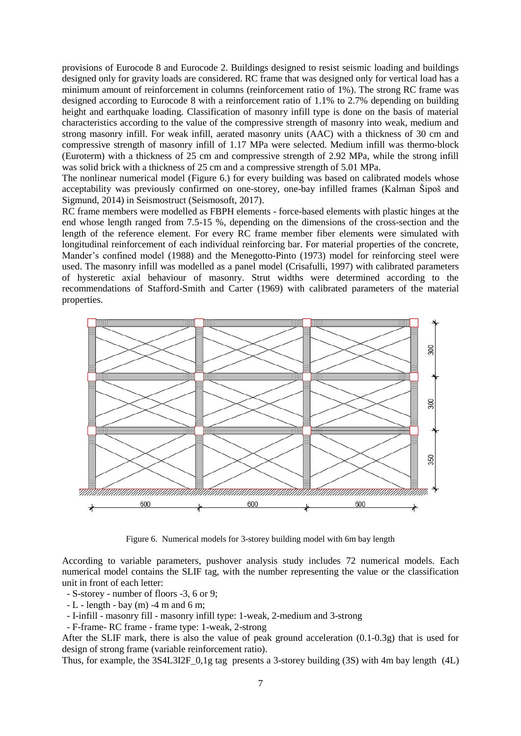provisions of Eurocode 8 and Eurocode 2. Buildings designed to resist seismic loading and buildings designed only for gravity loads are considered. RC frame that was designed only for vertical load has a minimum amount of reinforcement in columns (reinforcement ratio of 1%). The strong RC frame was designed according to Eurocode 8 with a reinforcement ratio of 1.1% to 2.7% depending on building height and earthquake loading. Classification of masonry infill type is done on the basis of material characteristics according to the value of the compressive strength of masonry into weak, medium and strong masonry infill. For weak infill, aerated masonry units (AAC) with a thickness of 30 cm and compressive strength of masonry infill of 1.17 MPa were selected. Medium infill was thermo-block (Euroterm) with a thickness of 25 cm and compressive strength of 2.92 MPa, while the strong infill was solid brick with a thickness of 25 cm and a compressive strength of 5.01 MPa.

The nonlinear numerical model (Figure 6.) for every building was based on calibrated models whose acceptability was previously confirmed on one-storey, one-bay infilled frames (Kalman Šipoš and Sigmund, 2014) in Seismostruct (Seismosoft, 2017).

RC frame members were modelled as FBPH elements - force-based elements with plastic hinges at the end whose length ranged from 7.5-15 %, depending on the dimensions of the cross-section and the length of the reference element. For every RC frame member fiber elements were simulated with longitudinal reinforcement of each individual reinforcing bar. For material properties of the concrete, Mander's confined model (1988) and the Menegotto-Pinto (1973) model for reinforcing steel were used. The masonry infill was modelled as a panel model (Crisafulli, 1997) with calibrated parameters of hysteretic axial behaviour of masonry. Strut widths were determined according to the recommendations of Stafford-Smith and Carter (1969) with calibrated parameters of the material properties.

Figure 6. Numerical models for 3-storey building model with 6m bay length

According to variable parameters, pushover analysis study includes 72 numerical models. Each numerical model contains the SLIF tag, with the number representing the value or the classification unit in front of each letter:

- S-storey - number of floors -3, 6 or 9;
- L - length - bay (m) -4 m and 6 m;
- I-infill - masonry fill - masonry infill type: 1-weak, 2-medium and 3-strong
- F-frame- RC frame - frame type: 1-weak, 2-strong

After the SLIF mark, there is also the value of peak ground acceleration (0.1-0.3g) that is used for design of strong frame (variable reinforcement ratio).

Thus, for example, the 3S4L3I2F_0,1g tag presents a 3-storey building (3S) with 4m bay length (4L)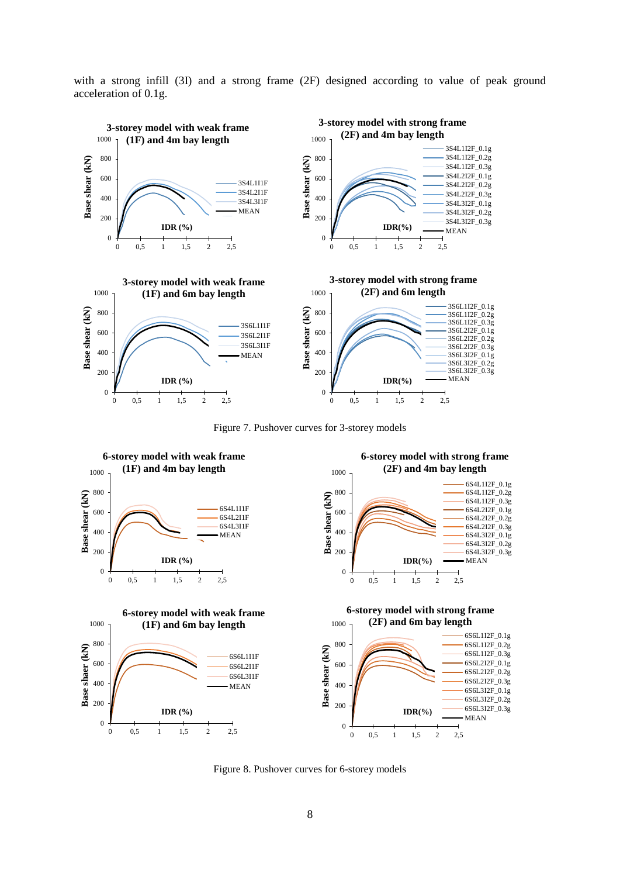with a strong infill (3I) and a strong frame (2F) designed according to value of peak ground acceleration of 0.1g.

Figure 7. Pushover curves for 3-storey models

Figure 8. Pushover curves for 6-storey models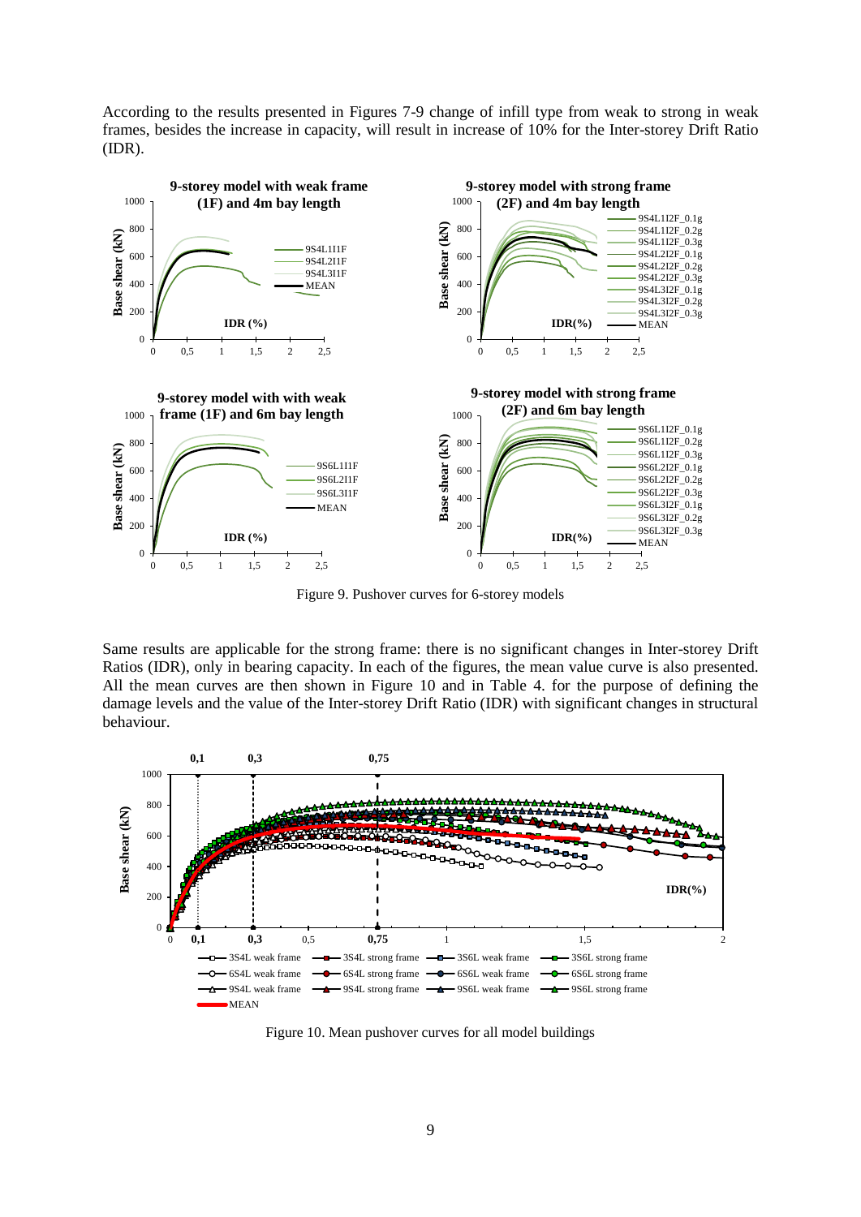According to the results presented in Figures 7-9 change of infill type from weak to strong in weak frames, besides the increase in capacity, will result in increase of 10% for the Inter-storey Drift Ratio (IDR).

Figure 9. Pushover curves for 6-storey models

Same results are applicable for the strong frame: there is no significant changes in Inter-storey Drift Ratios (IDR), only in bearing capacity. In each of the figures, the mean value curve is also presented. All the mean curves are then shown in Figure 10 and in Table 4. for the purpose of defining the damage levels and the value of the Inter-storey Drift Ratio (IDR) with significant changes in structural behaviour.

Figure 10. Mean pushover curves for all model buildings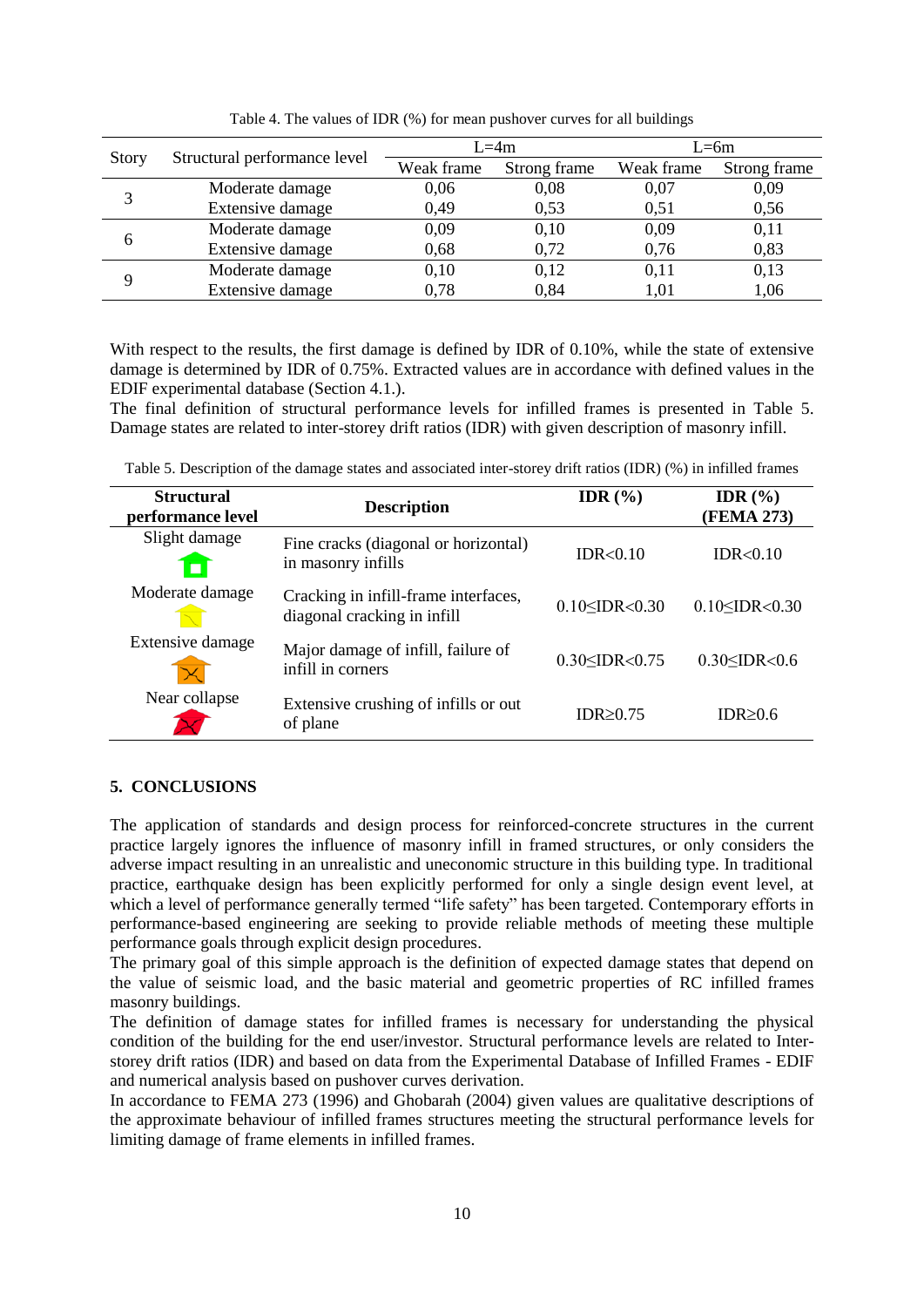Table 4. The values of IDR (%) for mean pushover curves for all buildings

| Story | Structural performance level | L=4m | | L=6m | |
|---|---|---|---|---|---|
| | | Weak frame | Strong frame | Weak frame | Strong frame |
| 3 | Moderate damage | 0,06 | 0,08 | 0,07 | 0,09 |
| | Extensive damage | 0,49 | 0,53 | 0,51 | 0,56 |
| 6 | Moderate damage | 0,09 | 0,10 | 0,09 | 0,11 |
| | Extensive damage | 0,68 | 0,72 | 0,76 | 0,83 |
| 9 | Moderate damage | 0,10 | 0,12 | 0,11 | 0,13 |
| | Extensive damage | 0,78 | 0,84 | 1,01 | 1,06 |

With respect to the results, the first damage is defined by IDR of 0.10%, while the state of extensive damage is determined by IDR of 0.75%. Extracted values are in accordance with defined values in the EDIF experimental database (Section 4.1.).

The final definition of structural performance levels for infilled frames is presented in Table 5. Damage states are related to inter-storey drift ratios (IDR) with given description of masonry infill.

Table 5. Description of the damage states and associated inter-storey drift ratios (IDR) (%) in infilled frames

| **Structural performance level** | **Description** | **IDR (%)** | **IDR (%) (FEMA 273)** |
|---|---|---|---|
| Slight damage | Fine cracks (diagonal or horizontal) in masonry infills | IDR<0.10 | IDR<0.10 |
| Moderate damage | Cracking in infill-frame interfaces, diagonal cracking in infill | 0.10≤IDR<0.30 | 0.10≤IDR<0.30 |
| Extensive damage | Major damage of infill, failure of infill in corners | 0.30≤IDR<0.75 | 0.30≤IDR<0.6 |
| Near collapse | Extensive crushing of infills or out of plane | IDR≥0.75 | IDR≥0.6 |

## 5. CONCLUSIONS

The application of standards and design process for reinforced-concrete structures in the current practice largely ignores the influence of masonry infill in framed structures, or only considers the adverse impact resulting in an unrealistic and uneconomic structure in this building type. In traditional practice, earthquake design has been explicitly performed for only a single design event level, at which a level of performance generally termed "life safety" has been targeted. Contemporary efforts in performance-based engineering are seeking to provide reliable methods of meeting these multiple performance goals through explicit design procedures.

The primary goal of this simple approach is the definition of expected damage states that depend on the value of seismic load, and the basic material and geometric properties of RC infilled frames masonry buildings.

The definition of damage states for infilled frames is necessary for understanding the physical condition of the building for the end user/investor. Structural performance levels are related to Inter-storey drift ratios (IDR) and based on data from the Experimental Database of Infilled Frames - EDIF and numerical analysis based on pushover curves derivation.

In accordance to FEMA 273 (1996) and Ghobarah (2004) given values are qualitative descriptions of the approximate behaviour of infilled frames structures meeting the structural performance levels for limiting damage of frame elements in infilled frames.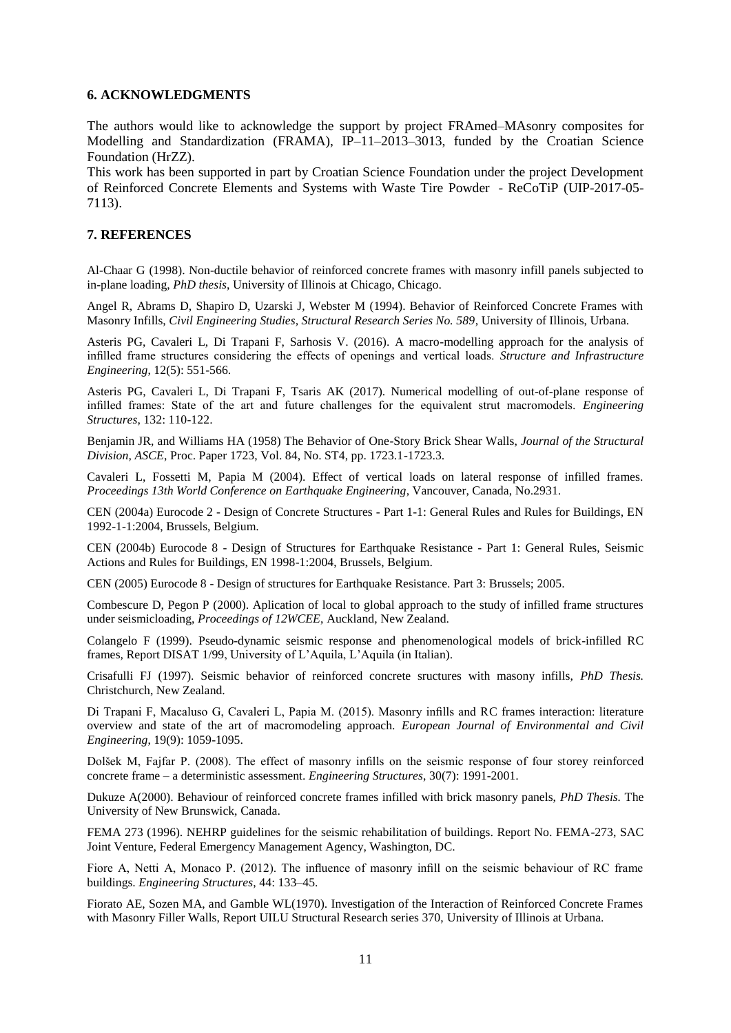## 6. ACKNOWLEDGMENTS

The authors would like to acknowledge the support by project FRAmed–MAsonry composites for Modelling and Standardization (FRAMA), IP–11–2013–3013, funded by the Croatian Science Foundation (HrZZ).
This work has been supported in part by Croatian Science Foundation under the project Development of Reinforced Concrete Elements and Systems with Waste Tire Powder - ReCoTiP (UIP-2017-05-7113).

## 7. REFERENCES

Al-Chaar G (1998). Non-ductile behavior of reinforced concrete frames with masonry infill panels subjected to in-plane loading, *PhD thesis*, University of Illinois at Chicago, Chicago.

Angel R, Abrams D, Shapiro D, Uzarski J, Webster M (1994). Behavior of Reinforced Concrete Frames with Masonry Infills, *Civil Engineering Studies, Structural Research Series No. 589*, University of Illinois, Urbana.

Asteris PG, Cavaleri L, Di Trapani F, Sarhosis V. (2016). A macro-modelling approach for the analysis of infilled frame structures considering the effects of openings and vertical loads. *Structure and Infrastructure Engineering*, 12(5): 551-566.

Asteris PG, Cavaleri L, Di Trapani F, Tsaris AK (2017). Numerical modelling of out-of-plane response of infilled frames: State of the art and future challenges for the equivalent strut macromodels. *Engineering Structures*, 132: 110-122.

Benjamin JR, and Williams HA (1958) The Behavior of One-Story Brick Shear Walls, *Journal of the Structural Division, ASCE*, Proc. Paper 1723, Vol. 84, No. ST4, pp. 1723.1-1723.3.

Cavaleri L, Fossetti M, Papia M (2004). Effect of vertical loads on lateral response of infilled frames. *Proceedings 13th World Conference on Earthquake Engineering*, Vancouver, Canada, No.2931.

CEN (2004a) Eurocode 2 - Design of Concrete Structures - Part 1-1: General Rules and Rules for Buildings, EN 1992-1-1:2004, Brussels, Belgium.

CEN (2004b) Eurocode 8 - Design of Structures for Earthquake Resistance - Part 1: General Rules, Seismic Actions and Rules for Buildings, EN 1998-1:2004, Brussels, Belgium.

CEN (2005) Eurocode 8 - Design of structures for Earthquake Resistance. Part 3: Brussels; 2005.

Combescure D, Pegon P (2000). Aplication of local to global approach to the study of infilled frame structures under seismicloading, *Proceedings of 12WCEE*, Auckland, New Zealand.

Colangelo F (1999). Pseudo-dynamic seismic response and phenomenological models of brick-infilled RC frames, Report DISAT 1/99, University of L'Aquila, L'Aquila (in Italian).

Crisafulli FJ (1997). Seismic behavior of reinforced concrete sructures with masony infills, *PhD Thesis.* Christchurch, New Zealand.

Di Trapani F, Macaluso G, Cavaleri L, Papia M. (2015). Masonry infills and RC frames interaction: literature overview and state of the art of macromodeling approach. *European Journal of Environmental and Civil Engineering*, 19(9): 1059-1095.

Dolšek M, Fajfar P. (2008). The effect of masonry infills on the seismic response of four storey reinforced concrete frame – a deterministic assessment. *Engineering Structures*, 30(7): 1991-2001.

Dukuze A(2000). Behaviour of reinforced concrete frames infilled with brick masonry panels, *PhD Thesis.* The University of New Brunswick, Canada.

FEMA 273 (1996). NEHRP guidelines for the seismic rehabilitation of buildings. Report No. FEMA-273, SAC Joint Venture, Federal Emergency Management Agency, Washington, DC.

Fiore A, Netti A, Monaco P. (2012). The influence of masonry infill on the seismic behaviour of RC frame buildings. *Engineering Structures*, 44: 133–45.

Fiorato AE, Sozen MA, and Gamble WL(1970). Investigation of the Interaction of Reinforced Concrete Frames with Masonry Filler Walls, Report UILU Structural Research series 370, University of Illinois at Urbana.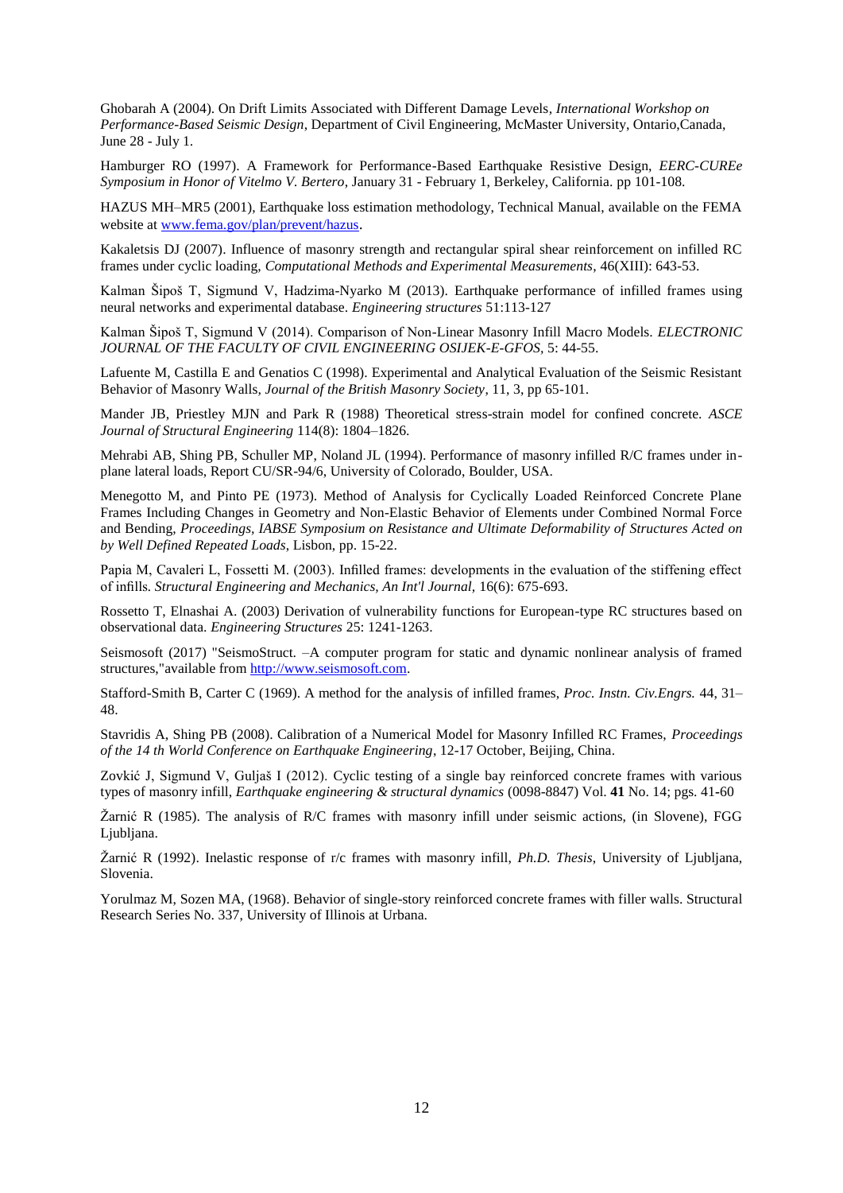Ghobarah A (2004). On Drift Limits Associated with Different Damage Levels, *International Workshop on Performance-Based Seismic Design*, Department of Civil Engineering, McMaster University, Ontario,Canada, June 28 - July 1.

Hamburger RO (1997). A Framework for Performance-Based Earthquake Resistive Design, *EERC-CUREe Symposium in Honor of Vitelmo V. Bertero*, January 31 - February 1, Berkeley, California. pp 101-108.

HAZUS MH–MR5 (2001), Earthquake loss estimation methodology, Technical Manual, available on the FEMA website at www.fema.gov/plan/prevent/hazus.

Kakaletsis DJ (2007). Influence of masonry strength and rectangular spiral shear reinforcement on infilled RC frames under cyclic loading, *Computational Methods and Experimental Measurements*, 46(XIII): 643-53.

Kalman Šipoš T, Sigmund V, Hadzima-Nyarko M (2013). Earthquake performance of infilled frames using neural networks and experimental database. *Engineering structures* 51:113-127

Kalman Šipoš T, Sigmund V (2014). Comparison of Non-Linear Masonry Infill Macro Models. *ELECTRONIC JOURNAL OF THE FACULTY OF CIVIL ENGINEERING OSIJEK-E-GFOS*, 5: 44-55.

Lafuente M, Castilla E and Genatios C (1998). Experimental and Analytical Evaluation of the Seismic Resistant Behavior of Masonry Walls, *Journal of the British Masonry Society*, 11, 3, pp 65-101.

Mander JB, Priestley MJN and Park R (1988) Theoretical stress-strain model for confined concrete. *ASCE Journal of Structural Engineering* 114(8): 1804–1826.

Mehrabi AB, Shing PB, Schuller MP, Noland JL (1994). Performance of masonry infilled R/C frames under in-plane lateral loads, Report CU/SR-94/6, University of Colorado, Boulder, USA.

Menegotto M, and Pinto PE (1973). Method of Analysis for Cyclically Loaded Reinforced Concrete Plane Frames Including Changes in Geometry and Non-Elastic Behavior of Elements under Combined Normal Force and Bending, *Proceedings, IABSE Symposium on Resistance and Ultimate Deformability of Structures Acted on by Well Defined Repeated Loads*, Lisbon, pp. 15-22.

Papia M, Cavaleri L, Fossetti M. (2003). Infilled frames: developments in the evaluation of the stiffening effect of infills. *Structural Engineering and Mechanics, An Int'l Journal*, 16(6): 675-693.

Rossetto T, Elnashai A. (2003) Derivation of vulnerability functions for European-type RC structures based on observational data. *Engineering Structures* 25: 1241-1263.

Seismosoft (2017) "SeismoStruct. –A computer program for static and dynamic nonlinear analysis of framed structures,"available from http://www.seismosoft.com.

Stafford-Smith B, Carter C (1969). A method for the analysis of infilled frames, *Proc. Instn. Civ.Engrs.* 44, 31–48.

Stavridis A, Shing PB (2008). Calibration of a Numerical Model for Masonry Infilled RC Frames, *Proceedings of the 14 th World Conference on Earthquake Engineering*, 12-17 October, Beijing, China.

Zovkić J, Sigmund V, Guljaš I (2012). Cyclic testing of a single bay reinforced concrete frames with various types of masonry infill, *Earthquake engineering & structural dynamics* (0098-8847) Vol. **41** No. 14; pgs. 41-60

Žarnić R (1985). The analysis of R/C frames with masonry infill under seismic actions, (in Slovene), FGG Ljubljana.

Žarnić R (1992). Inelastic response of r/c frames with masonry infill, *Ph.D. Thesis*, University of Ljubljana, Slovenia.

Yorulmaz M, Sozen MA, (1968). Behavior of single-story reinforced concrete frames with filler walls. Structural Research Series No. 337, University of Illinois at Urbana.